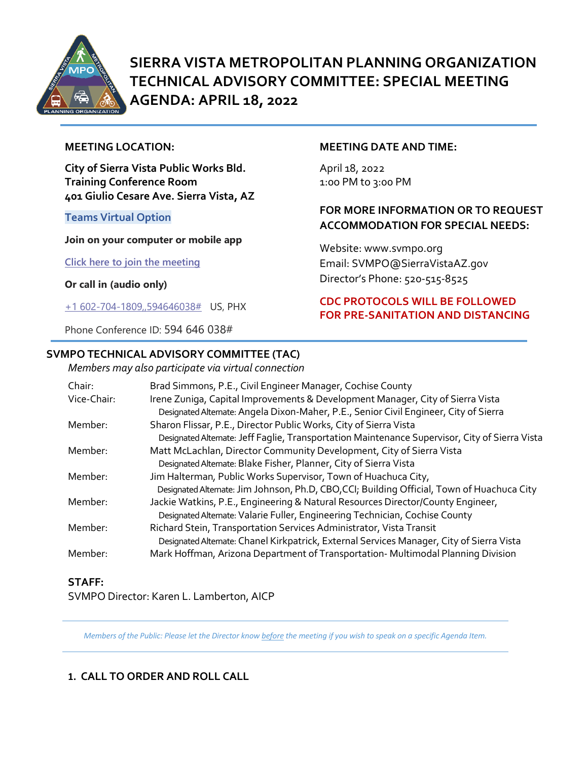# SIERRA VISTA METROPOLITAN PLANNING ORGANIZATION TECHNICAL ADVISORY COMMITTEE: SPECIAL MEETING AGENDA: APRIL 18, 2022

**MEETING LOCATION:**

**City of Sierra Vista Public Works Bld.**
**Training Conference Room**
**401 Giulio Cesare Ave. Sierra Vista, AZ**

**Teams Virtual Option**

**Join on your computer or mobile app**

Click here to join the meeting

**Or call in (audio only)**

+1 602-704-1809,,594646038# US, PHX

Phone Conference ID: 594 646 038#

**MEETING DATE AND TIME:**

April 18, 2022
1:00 PM to 3:00 PM

**FOR MORE INFORMATION OR TO REQUEST ACCOMMODATION FOR SPECIAL NEEDS:**

Website: www.svmpo.org
Email: SVMPO@SierraVistaAZ.gov
Director's Phone: 520-515-8525

**CDC PROTOCOLS WILL BE FOLLOWED FOR PRE-SANITATION AND DISTANCING**

## SVMPO TECHNICAL ADVISORY COMMITTEE (TAC)

*Members may also participate via virtual connection*

| | |
|---|---|
| Chair: | Brad Simmons, P.E., Civil Engineer Manager, Cochise County |
| Vice-Chair: | Irene Zuniga, Capital Improvements & Development Manager, City of Sierra Vista<br>Designated Alternate: Angela Dixon-Maher, P.E., Senior Civil Engineer, City of Sierra |
| Member: | Sharon Flissar, P.E., Director Public Works, City of Sierra Vista<br>Designated Alternate: Jeff Faglie, Transportation Maintenance Supervisor, City of Sierra Vista |
| Member: | Matt McLachlan, Director Community Development, City of Sierra Vista<br>Designated Alternate: Blake Fisher, Planner, City of Sierra Vista |
| Member: | Jim Halterman, Public Works Supervisor, Town of Huachuca City,<br>Designated Alternate: Jim Johnson, Ph.D, CBO,CCI; Building Official, Town of Huachuca City |
| Member: | Jackie Watkins, P.E., Engineering & Natural Resources Director/County Engineer,<br>Designated Alternate: Valarie Fuller, Engineering Technician, Cochise County |
| Member: | Richard Stein, Transportation Services Administrator, Vista Transit<br>Designated Alternate: Chanel Kirkpatrick, External Services Manager, City of Sierra Vista |
| Member: | Mark Hoffman, Arizona Department of Transportation- Multimodal Planning Division |

**STAFF:**
SVMPO Director: Karen L. Lamberton, AICP

*Members of the Public: Please let the Director know before the meeting if you wish to speak on a specific Agenda Item.*

## 1. CALL TO ORDER AND ROLL CALL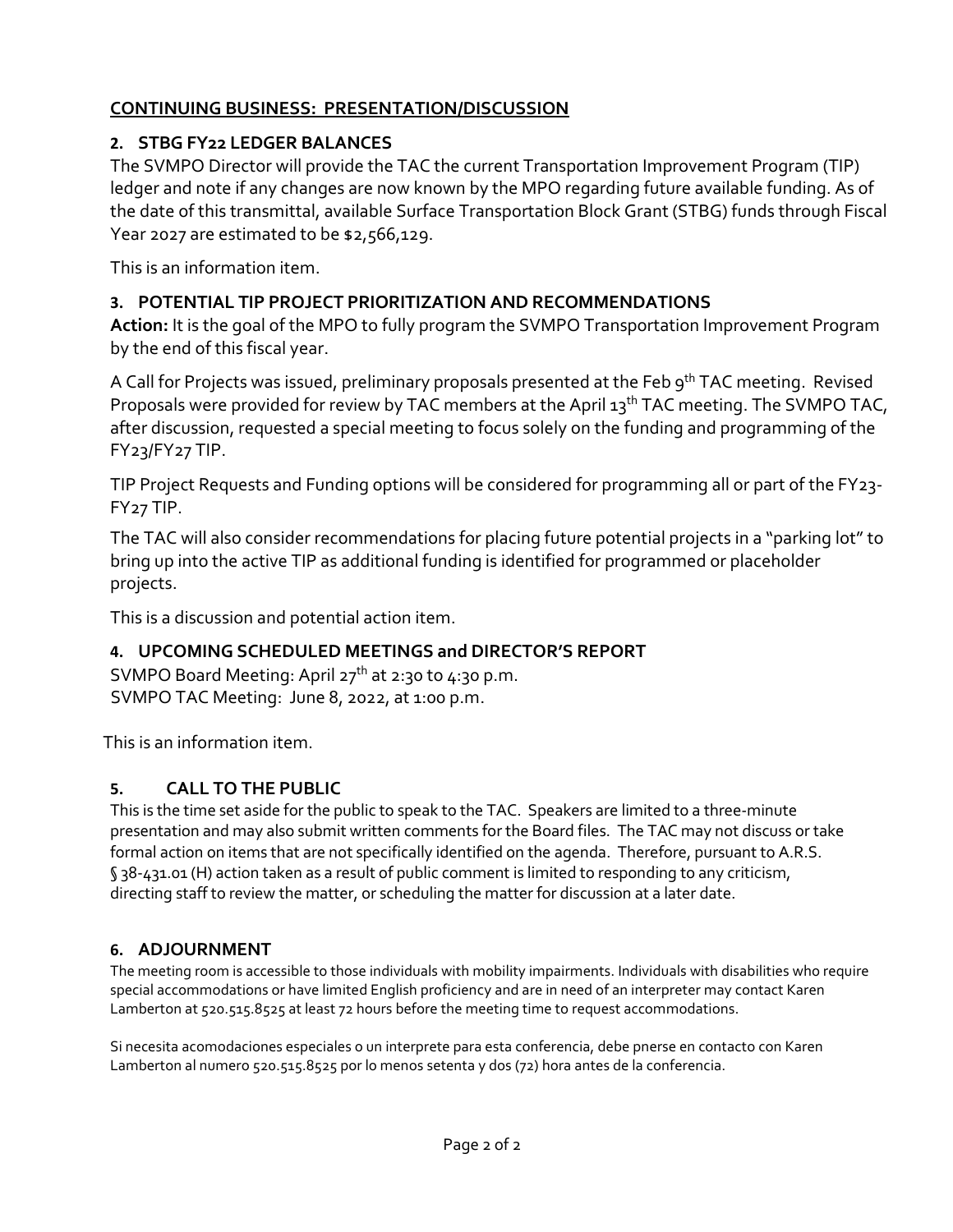## CONTINUING BUSINESS: PRESENTATION/DISCUSSION

### 2. STBG FY22 LEDGER BALANCES

The SVMPO Director will provide the TAC the current Transportation Improvement Program (TIP) ledger and note if any changes are now known by the MPO regarding future available funding. As of the date of this transmittal, available Surface Transportation Block Grant (STBG) funds through Fiscal Year 2027 are estimated to be $2,566,129.

This is an information item.

### 3. POTENTIAL TIP PROJECT PRIORITIZATION AND RECOMMENDATIONS

**Action:** It is the goal of the MPO to fully program the SVMPO Transportation Improvement Program by the end of this fiscal year.

A Call for Projects was issued, preliminary proposals presented at the Feb 9th TAC meeting. Revised Proposals were provided for review by TAC members at the April 13th TAC meeting. The SVMPO TAC, after discussion, requested a special meeting to focus solely on the funding and programming of the FY23/FY27 TIP.

TIP Project Requests and Funding options will be considered for programming all or part of the FY23-FY27 TIP.

The TAC will also consider recommendations for placing future potential projects in a "parking lot" to bring up into the active TIP as additional funding is identified for programmed or placeholder projects.

This is a discussion and potential action item.

### 4. UPCOMING SCHEDULED MEETINGS and DIRECTOR'S REPORT

SVMPO Board Meeting: April 27th at 2:30 to 4:30 p.m.
SVMPO TAC Meeting: June 8, 2022, at 1:00 p.m.

This is an information item.

### 5. CALL TO THE PUBLIC

This is the time set aside for the public to speak to the TAC. Speakers are limited to a three-minute presentation and may also submit written comments for the Board files. The TAC may not discuss or take formal action on items that are not specifically identified on the agenda. Therefore, pursuant to A.R.S. § 38-431.01 (H) action taken as a result of public comment is limited to responding to any criticism, directing staff to review the matter, or scheduling the matter for discussion at a later date.

### 6. ADJOURNMENT

The meeting room is accessible to those individuals with mobility impairments. Individuals with disabilities who require special accommodations or have limited English proficiency and are in need of an interpreter may contact Karen Lamberton at 520.515.8525 at least 72 hours before the meeting time to request accommodations.

Si necesita acomodaciones especiales o un interprete para esta conferencia, debe pnerse en contacto con Karen Lamberton al numero 520.515.8525 por lo menos setenta y dos (72) hora antes de la conferencia.